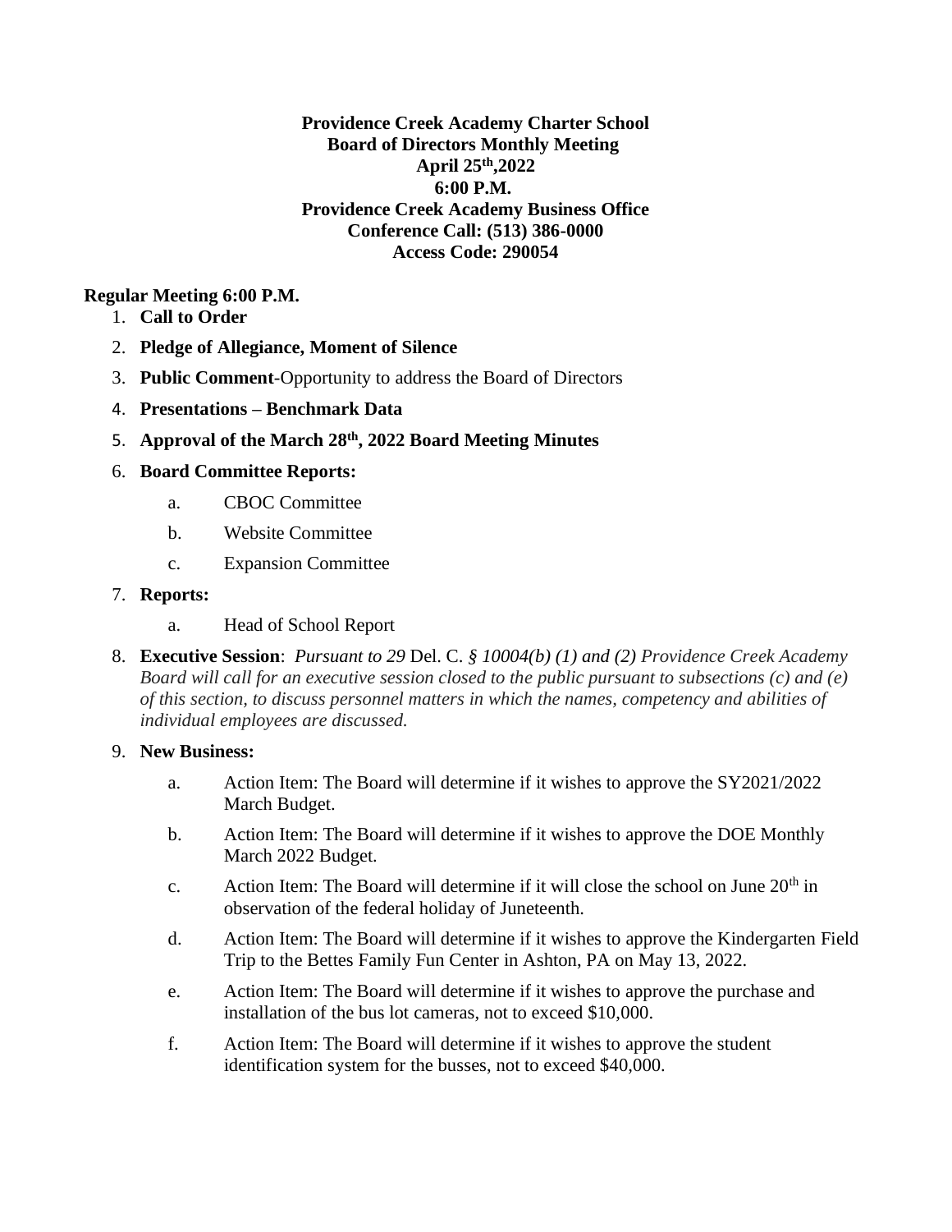**Providence Creek Academy Charter School**
**Board of Directors Monthly Meeting**
**April 25th,2022**
**6:00 P.M.**
**Providence Creek Academy Business Office**
**Conference Call: (513) 386-0000**
**Access Code: 290054**

**Regular Meeting 6:00 P.M.**

1. **Call to Order**
2. **Pledge of Allegiance, Moment of Silence**
3. **Public Comment**-Opportunity to address the Board of Directors
4. **Presentations – Benchmark Data**
5. **Approval of the March 28th, 2022 Board Meeting Minutes**
6. **Board Committee Reports:**
   a. CBOC Committee
   b. Website Committee
   c. Expansion Committee
7. **Reports:**
   a. Head of School Report
8. **Executive Session**: *Pursuant to 29* Del. C. *§ 10004(b) (1) and (2) Providence Creek Academy Board will call for an executive session closed to the public pursuant to subsections (c) and (e) of this section, to discuss personnel matters in which the names, competency and abilities of individual employees are discussed.*
9. **New Business:**
   a. Action Item: The Board will determine if it wishes to approve the SY2021/2022 March Budget.
   b. Action Item: The Board will determine if it wishes to approve the DOE Monthly March 2022 Budget.
   c. Action Item: The Board will determine if it will close the school on June 20th in observation of the federal holiday of Juneteenth.
   d. Action Item: The Board will determine if it wishes to approve the Kindergarten Field Trip to the Bettes Family Fun Center in Ashton, PA on May 13, 2022.
   e. Action Item: The Board will determine if it wishes to approve the purchase and installation of the bus lot cameras, not to exceed $10,000.
   f. Action Item: The Board will determine if it wishes to approve the student identification system for the busses, not to exceed $40,000.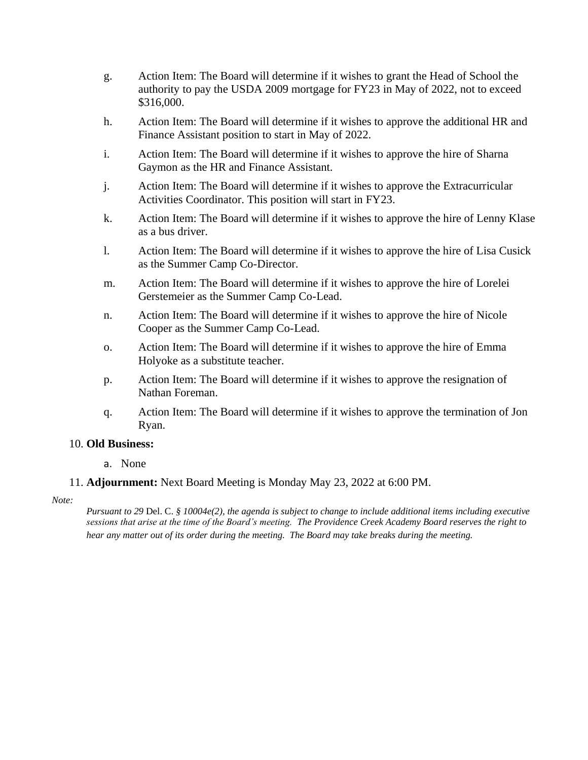g. Action Item: The Board will determine if it wishes to grant the Head of School the authority to pay the USDA 2009 mortgage for FY23 in May of 2022, not to exceed $316,000.

h. Action Item: The Board will determine if it wishes to approve the additional HR and Finance Assistant position to start in May of 2022.

i. Action Item: The Board will determine if it wishes to approve the hire of Sharna Gaymon as the HR and Finance Assistant.

j. Action Item: The Board will determine if it wishes to approve the Extracurricular Activities Coordinator. This position will start in FY23.

k. Action Item: The Board will determine if it wishes to approve the hire of Lenny Klase as a bus driver.

l. Action Item: The Board will determine if it wishes to approve the hire of Lisa Cusick as the Summer Camp Co-Director.

m. Action Item: The Board will determine if it wishes to approve the hire of Lorelei Gerstemeier as the Summer Camp Co-Lead.

n. Action Item: The Board will determine if it wishes to approve the hire of Nicole Cooper as the Summer Camp Co-Lead.

o. Action Item: The Board will determine if it wishes to approve the hire of Emma Holyoke as a substitute teacher.

p. Action Item: The Board will determine if it wishes to approve the resignation of Nathan Foreman.

q. Action Item: The Board will determine if it wishes to approve the termination of Jon Ryan.

10. **Old Business:**

    a. None

11. **Adjournment:** Next Board Meeting is Monday May 23, 2022 at 6:00 PM.

*Note:*

*Pursuant to 29* Del. C. *§ 10004e(2), the agenda is subject to change to include additional items including executive sessions that arise at the time of the Board's meeting. The Providence Creek Academy Board reserves the right to hear any matter out of its order during the meeting. The Board may take breaks during the meeting.*